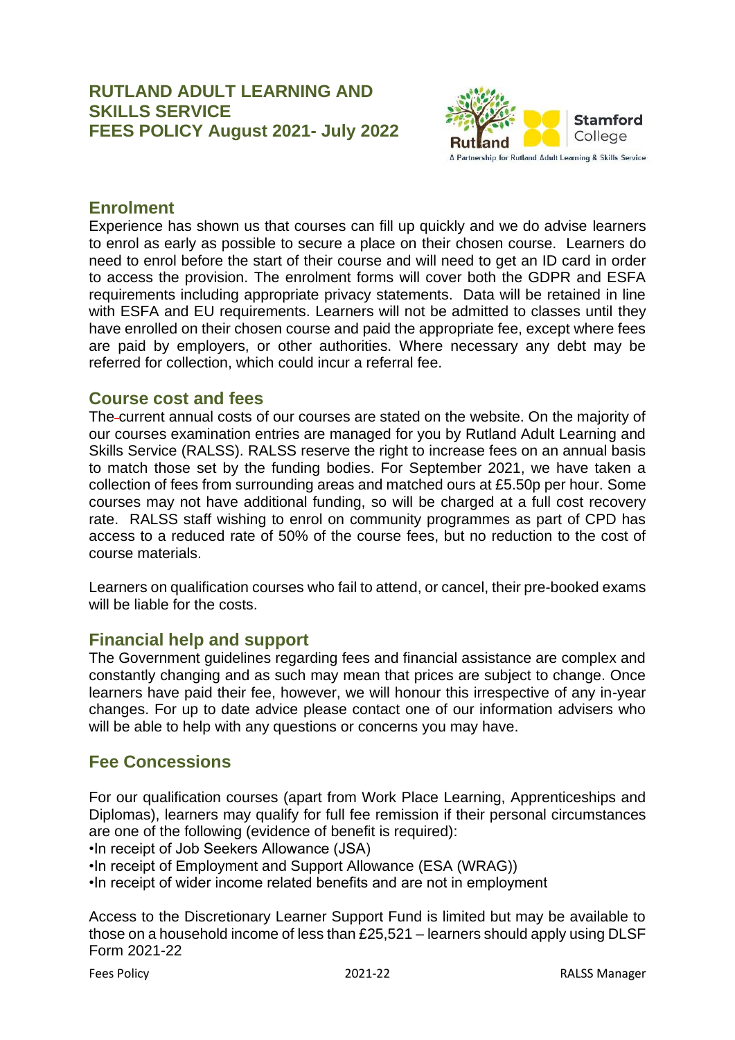# RUTLAND ADULT LEARNING AND SKILLS SERVICE FEES POLICY August 2021- July 2022

## Enrolment

Experience has shown us that courses can fill up quickly and we do advise learners to enrol as early as possible to secure a place on their chosen course. Learners do need to enrol before the start of their course and will need to get an ID card in order to access the provision. The enrolment forms will cover both the GDPR and ESFA requirements including appropriate privacy statements. Data will be retained in line with ESFA and EU requirements. Learners will not be admitted to classes until they have enrolled on their chosen course and paid the appropriate fee, except where fees are paid by employers, or other authorities. Where necessary any debt may be referred for collection, which could incur a referral fee.

## Course cost and fees

The current annual costs of our courses are stated on the website. On the majority of our courses examination entries are managed for you by Rutland Adult Learning and Skills Service (RALSS). RALSS reserve the right to increase fees on an annual basis to match those set by the funding bodies. For September 2021, we have taken a collection of fees from surrounding areas and matched ours at £5.50p per hour. Some courses may not have additional funding, so will be charged at a full cost recovery rate. RALSS staff wishing to enrol on community programmes as part of CPD has access to a reduced rate of 50% of the course fees, but no reduction to the cost of course materials.

Learners on qualification courses who fail to attend, or cancel, their pre-booked exams will be liable for the costs.

## Financial help and support

The Government guidelines regarding fees and financial assistance are complex and constantly changing and as such may mean that prices are subject to change. Once learners have paid their fee, however, we will honour this irrespective of any in-year changes. For up to date advice please contact one of our information advisers who will be able to help with any questions or concerns you may have.

## Fee Concessions

For our qualification courses (apart from Work Place Learning, Apprenticeships and Diplomas), learners may qualify for full fee remission if their personal circumstances are one of the following (evidence of benefit is required):

- In receipt of Job Seekers Allowance (JSA)
- In receipt of Employment and Support Allowance (ESA (WRAG))
- In receipt of wider income related benefits and are not in employment

Access to the Discretionary Learner Support Fund is limited but may be available to those on a household income of less than £25,521 – learners should apply using DLSF Form 2021-22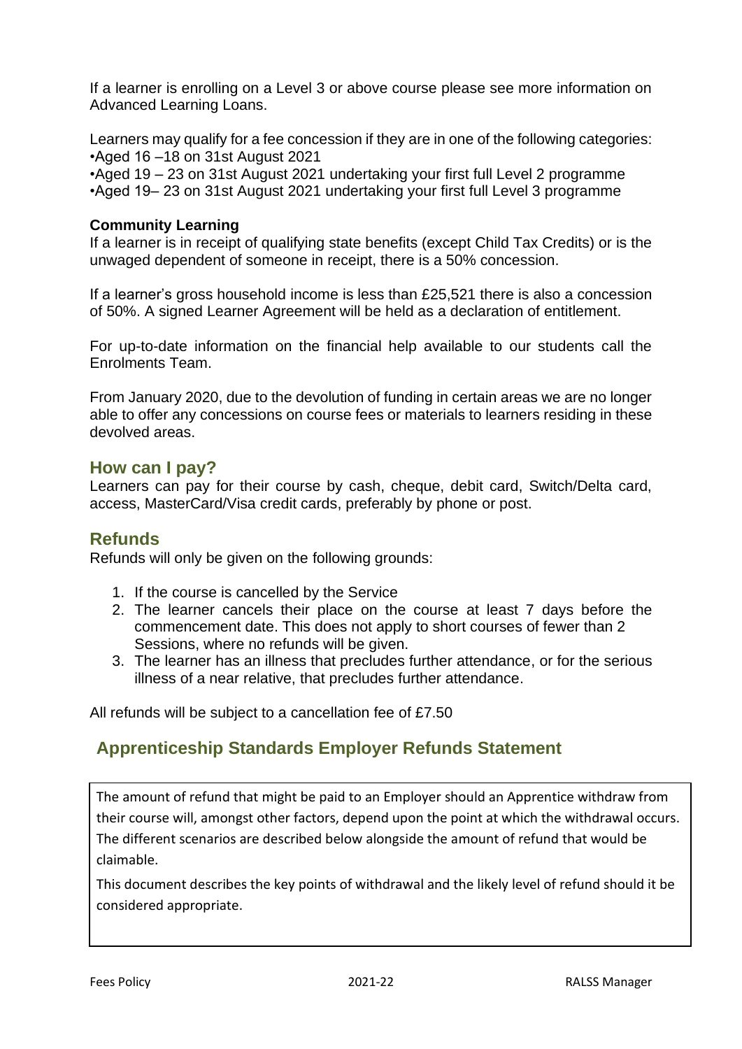If a learner is enrolling on a Level 3 or above course please see more information on Advanced Learning Loans.

Learners may qualify for a fee concession if they are in one of the following categories:
•Aged 16 –18 on 31st August 2021
•Aged 19 – 23 on 31st August 2021 undertaking your first full Level 2 programme
•Aged 19– 23 on 31st August 2021 undertaking your first full Level 3 programme

**Community Learning**
If a learner is in receipt of qualifying state benefits (except Child Tax Credits) or is the unwaged dependent of someone in receipt, there is a 50% concession.

If a learner's gross household income is less than £25,521 there is also a concession of 50%. A signed Learner Agreement will be held as a declaration of entitlement.

For up-to-date information on the financial help available to our students call the Enrolments Team.

From January 2020, due to the devolution of funding in certain areas we are no longer able to offer any concessions on course fees or materials to learners residing in these devolved areas.

## How can I pay?

Learners can pay for their course by cash, cheque, debit card, Switch/Delta card, access, MasterCard/Visa credit cards, preferably by phone or post.

## Refunds

Refunds will only be given on the following grounds:

1. If the course is cancelled by the Service
2. The learner cancels their place on the course at least 7 days before the commencement date. This does not apply to short courses of fewer than 2 Sessions, where no refunds will be given.
3. The learner has an illness that precludes further attendance, or for the serious illness of a near relative, that precludes further attendance.

All refunds will be subject to a cancellation fee of £7.50

## Apprenticeship Standards Employer Refunds Statement

The amount of refund that might be paid to an Employer should an Apprentice withdraw from their course will, amongst other factors, depend upon the point at which the withdrawal occurs. The different scenarios are described below alongside the amount of refund that would be claimable.

This document describes the key points of withdrawal and the likely level of refund should it be considered appropriate.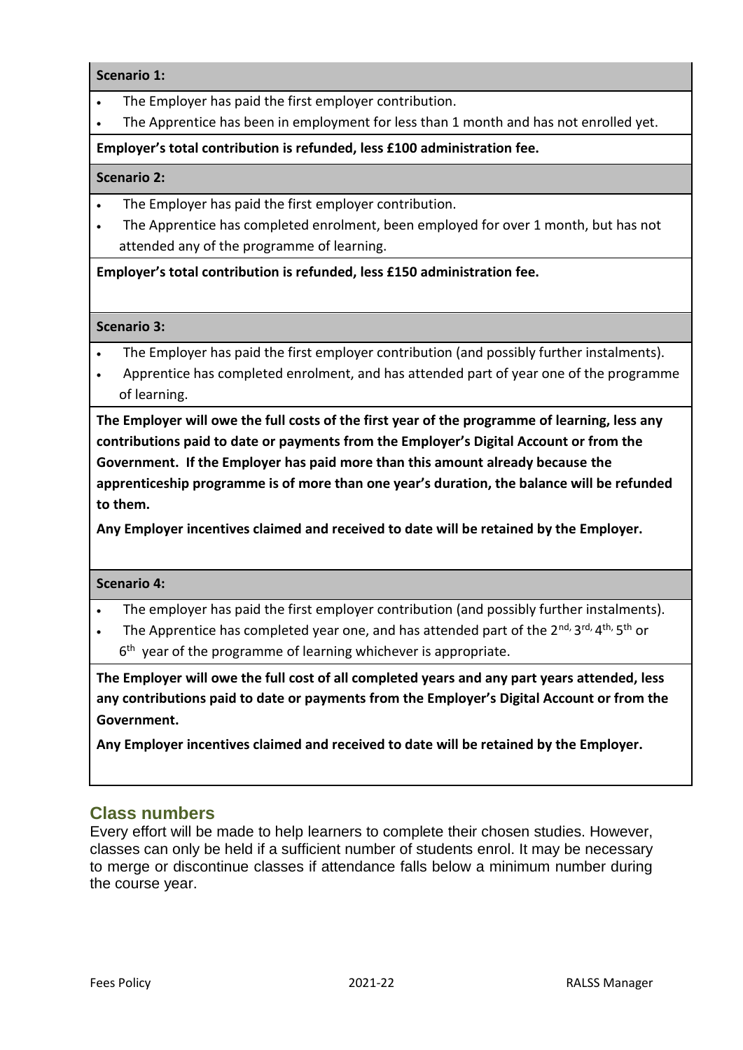**Scenario 1:**

- The Employer has paid the first employer contribution.
- The Apprentice has been in employment for less than 1 month and has not enrolled yet.

**Employer's total contribution is refunded, less £100 administration fee.**

**Scenario 2:**

- The Employer has paid the first employer contribution.
- The Apprentice has completed enrolment, been employed for over 1 month, but has not attended any of the programme of learning.

**Employer's total contribution is refunded, less £150 administration fee.**

**Scenario 3:**

- The Employer has paid the first employer contribution (and possibly further instalments).
- Apprentice has completed enrolment, and has attended part of year one of the programme of learning.

**The Employer will owe the full costs of the first year of the programme of learning, less any contributions paid to date or payments from the Employer's Digital Account or from the Government. If the Employer has paid more than this amount already because the apprenticeship programme is of more than one year's duration, the balance will be refunded to them.**

**Any Employer incentives claimed and received to date will be retained by the Employer.**

**Scenario 4:**

- The employer has paid the first employer contribution (and possibly further instalments).
- The Apprentice has completed year one, and has attended part of the 2nd, 3rd, 4th, 5th or 6th year of the programme of learning whichever is appropriate.

**The Employer will owe the full cost of all completed years and any part years attended, less any contributions paid to date or payments from the Employer's Digital Account or from the Government.**

**Any Employer incentives claimed and received to date will be retained by the Employer.**

## Class numbers

Every effort will be made to help learners to complete their chosen studies. However, classes can only be held if a sufficient number of students enrol. It may be necessary to merge or discontinue classes if attendance falls below a minimum number during the course year.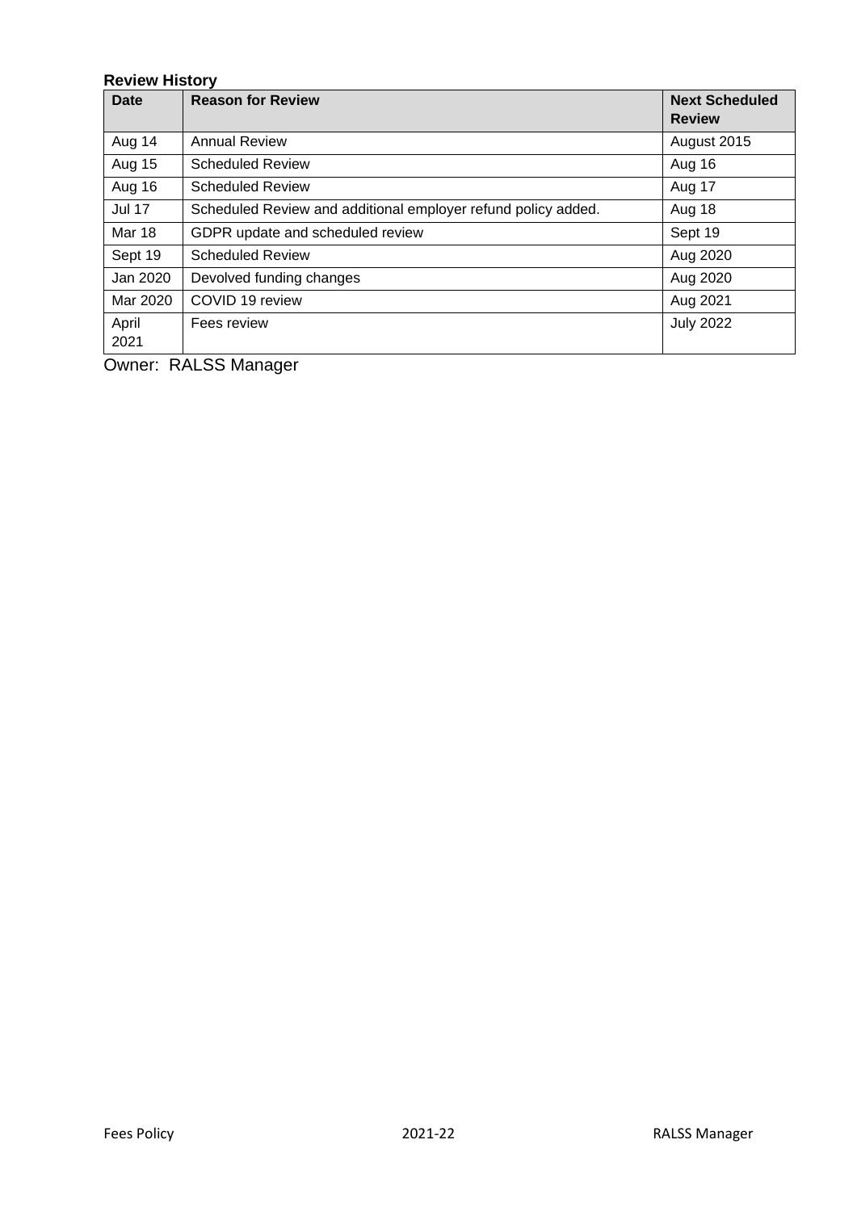**Review History**

| Date | Reason for Review | Next Scheduled Review |
|---|---|---|
| Aug 14 | Annual Review | August 2015 |
| Aug 15 | Scheduled Review | Aug 16 |
| Aug 16 | Scheduled Review | Aug 17 |
| Jul 17 | Scheduled Review and additional employer refund policy added. | Aug 18 |
| Mar 18 | GDPR update and scheduled review | Sept 19 |
| Sept 19 | Scheduled Review | Aug 2020 |
| Jan 2020 | Devolved funding changes | Aug 2020 |
| Mar 2020 | COVID 19 review | Aug 2021 |
| April 2021 | Fees review | July 2022 |

Owner: RALSS Manager